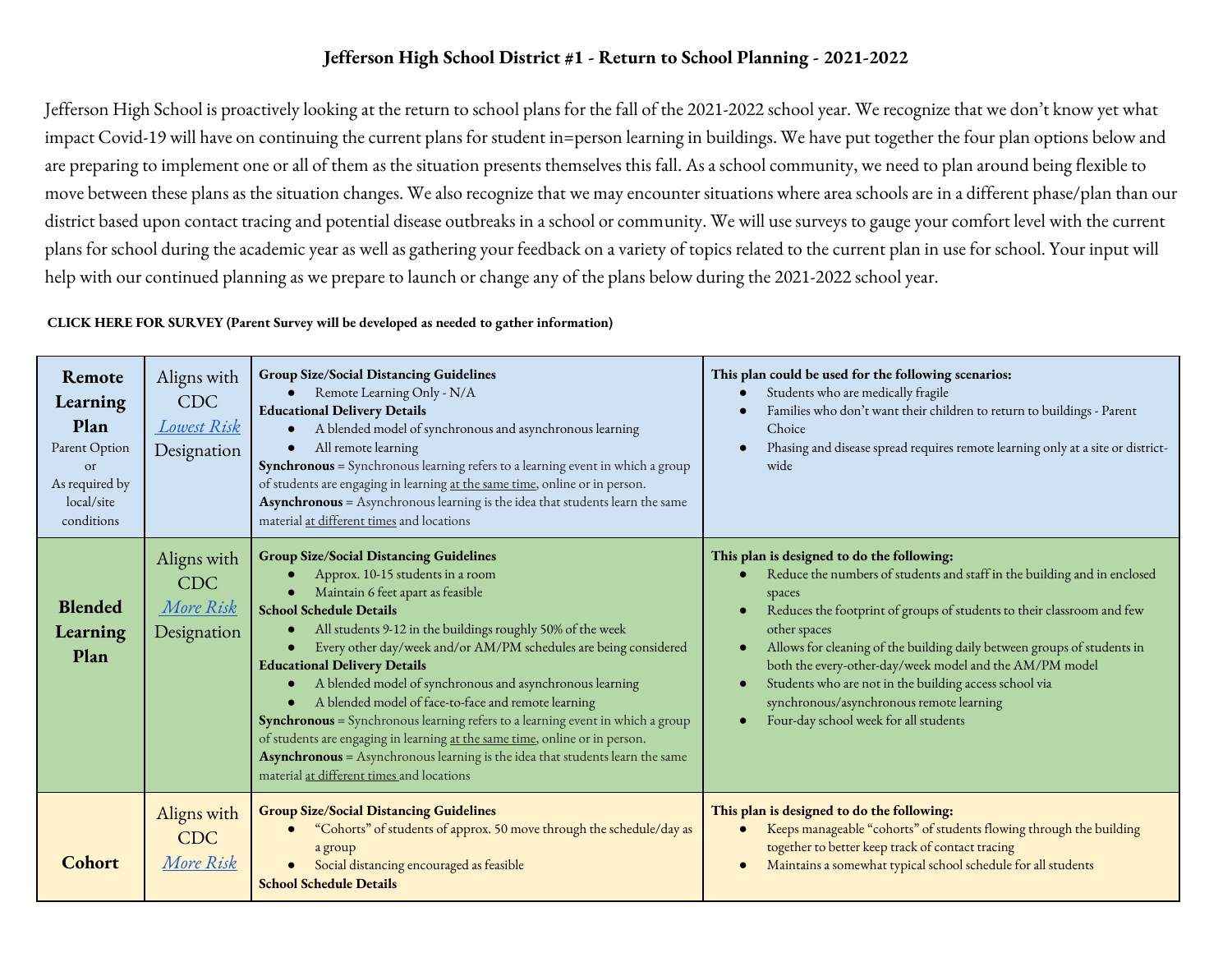# Jefferson High School District #1 - Return to School Planning - 2021-2022

Jefferson High School is proactively looking at the return to school plans for the fall of the 2021-2022 school year. We recognize that we don't know yet what impact Covid-19 will have on continuing the current plans for student in=person learning in buildings. We have put together the four plan options below and are preparing to implement one or all of them as the situation presents themselves this fall. As a school community, we need to plan around being flexible to move between these plans as the situation changes. We also recognize that we may encounter situations where area schools are in a different phase/plan than our district based upon contact tracing and potential disease outbreaks in a school or community. We will use surveys to gauge your comfort level with the current plans for school during the academic year as well as gathering your feedback on a variety of topics related to the current plan in use for school. Your input will help with our continued planning as we prepare to launch or change any of the plans below during the 2021-2022 school year.

**CLICK HERE FOR SURVEY (Parent Survey will be developed as needed to gather information)**

| | | | |
|---|---|---|---|
| **Remote Learning Plan**<br>Parent Option or As required by local/site conditions | Aligns with CDC *Lowest Risk* Designation | **Group Size/Social Distancing Guidelines**<br>● Remote Learning Only - N/A<br>**Educational Delivery Details**<br>● A blended model of synchronous and asynchronous learning<br>● All remote learning<br>**Synchronous** = Synchronous learning refers to a learning event in which a group of students are engaging in learning at the same time, online or in person.<br>**Asynchronous** = Asynchronous learning is the idea that students learn the same material at different times and locations | **This plan could be used for the following scenarios:**<br>● Students who are medically fragile<br>● Families who don't want their children to return to buildings - Parent Choice<br>● Phasing and disease spread requires remote learning only at a site or district-wide |
| **Blended Learning Plan** | Aligns with CDC *More Risk* Designation | **Group Size/Social Distancing Guidelines**<br>● Approx. 10-15 students in a room<br>● Maintain 6 feet apart as feasible<br>**School Schedule Details**<br>● All students 9-12 in the buildings roughly 50% of the week<br>● Every other day/week and/or AM/PM schedules are being considered<br>**Educational Delivery Details**<br>● A blended model of synchronous and asynchronous learning<br>● A blended model of face-to-face and remote learning<br>**Synchronous** = Synchronous learning refers to a learning event in which a group of students are engaging in learning at the same time, online or in person.<br>**Asynchronous** = Asynchronous learning is the idea that students learn the same material at different times and locations | **This plan is designed to do the following:**<br>● Reduce the numbers of students and staff in the building and in enclosed spaces<br>● Reduces the footprint of groups of students to their classroom and few other spaces<br>● Allows for cleaning of the building daily between groups of students in both the every-other-day/week model and the AM/PM model<br>● Students who are not in the building access school via synchronous/asynchronous remote learning<br>● Four-day school week for all students |
| **Cohort** | Aligns with CDC *More Risk* | **Group Size/Social Distancing Guidelines**<br>● "Cohorts" of students of approx. 50 move through the schedule/day as a group<br>● Social distancing encouraged as feasible<br>**School Schedule Details** | **This plan is designed to do the following:**<br>● Keeps manageable "cohorts" of students flowing through the building together to better keep track of contact tracing<br>● Maintains a somewhat typical school schedule for all students |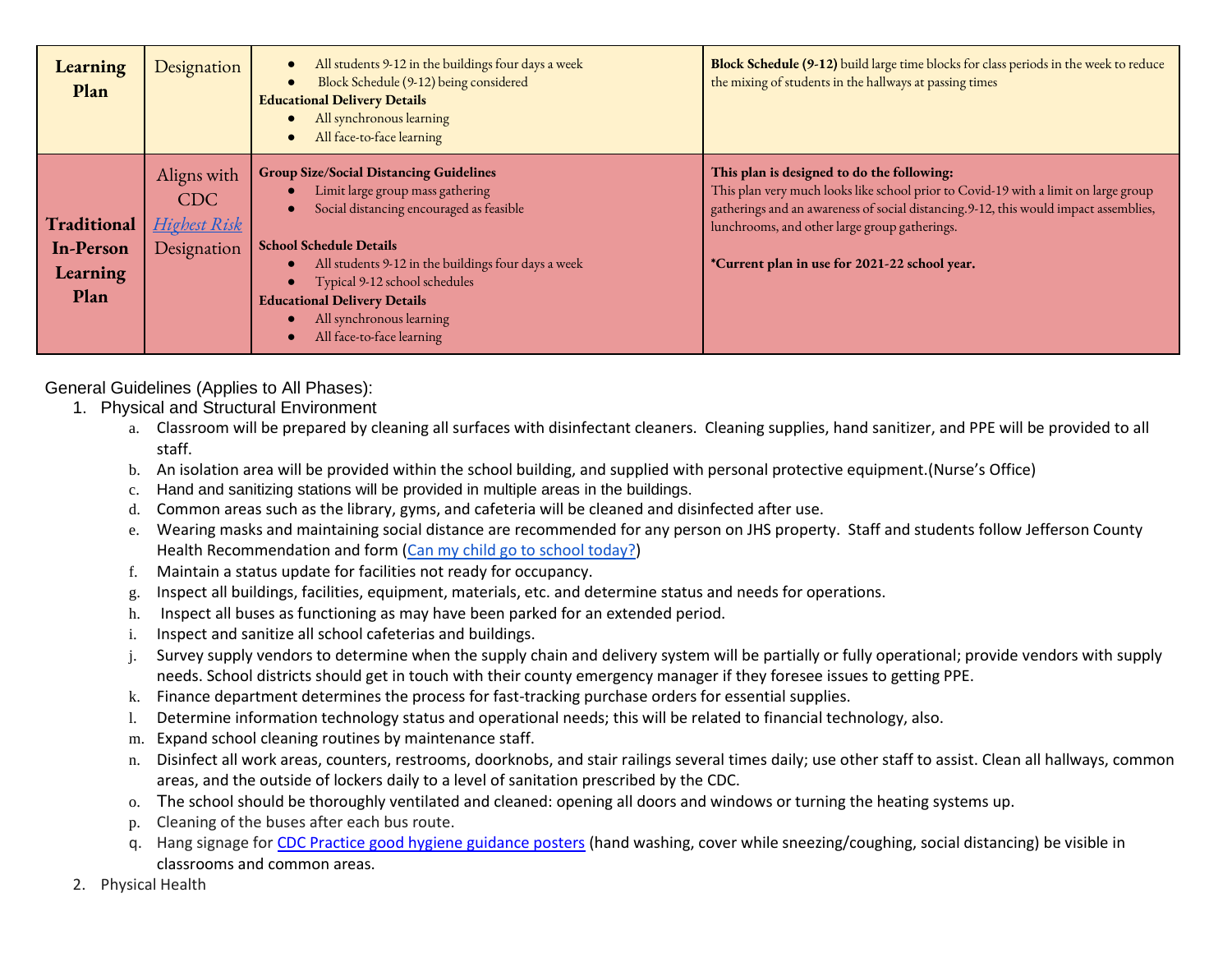| | | | |
|---|---|---|---|
| **Learning Plan** | Designation | • All students 9-12 in the buildings four days a week<br>• Block Schedule (9-12) being considered<br>**Educational Delivery Details**<br>• All synchronous learning<br>• All face-to-face learning | **Block Schedule (9-12)** build large time blocks for class periods in the week to reduce the mixing of students in the hallways at passing times |
| **Traditional In-Person Learning Plan** | Aligns with CDC [*Highest Risk*]() Designation | **Group Size/Social Distancing Guidelines**<br>• Limit large group mass gathering<br>• Social distancing encouraged as feasible<br><br>**School Schedule Details**<br>• All students 9-12 in the buildings four days a week<br>• Typical 9-12 school schedules<br>**Educational Delivery Details**<br>• All synchronous learning<br>• All face-to-face learning | **This plan is designed to do the following:**<br>This plan very much looks like school prior to Covid-19 with a limit on large group gatherings and an awareness of social distancing.9-12, this would impact assemblies, lunchrooms, and other large group gatherings.<br><br>**\*Current plan in use for 2021-22 school year.** |

General Guidelines (Applies to All Phases):

1. Physical and Structural Environment
   a. Classroom will be prepared by cleaning all surfaces with disinfectant cleaners. Cleaning supplies, hand sanitizer, and PPE will be provided to all staff.
   b. An isolation area will be provided within the school building, and supplied with personal protective equipment.(Nurse's Office)
   c. Hand and sanitizing stations will be provided in multiple areas in the buildings.
   d. Common areas such as the library, gyms, and cafeteria will be cleaned and disinfected after use.
   e. Wearing masks and maintaining social distance are recommended for any person on JHS property. Staff and students follow Jefferson County Health Recommendation and form ([Can my child go to school today?]())
   f. Maintain a status update for facilities not ready for occupancy.
   g. Inspect all buildings, facilities, equipment, materials, etc. and determine status and needs for operations.
   h. Inspect all buses as functioning as may have been parked for an extended period.
   i. Inspect and sanitize all school cafeterias and buildings.
   j. Survey supply vendors to determine when the supply chain and delivery system will be partially or fully operational; provide vendors with supply needs. School districts should get in touch with their county emergency manager if they foresee issues to getting PPE.
   k. Finance department determines the process for fast-tracking purchase orders for essential supplies.
   l. Determine information technology status and operational needs; this will be related to financial technology, also.
   m. Expand school cleaning routines by maintenance staff.
   n. Disinfect all work areas, counters, restrooms, doorknobs, and stair railings several times daily; use other staff to assist. Clean all hallways, common areas, and the outside of lockers daily to a level of sanitation prescribed by the CDC.
   o. The school should be thoroughly ventilated and cleaned: opening all doors and windows or turning the heating systems up.
   p. Cleaning of the buses after each bus route.
   q. Hang signage for [CDC Practice good hygiene guidance posters]() (hand washing, cover while sneezing/coughing, social distancing) be visible in classrooms and common areas.
2. Physical Health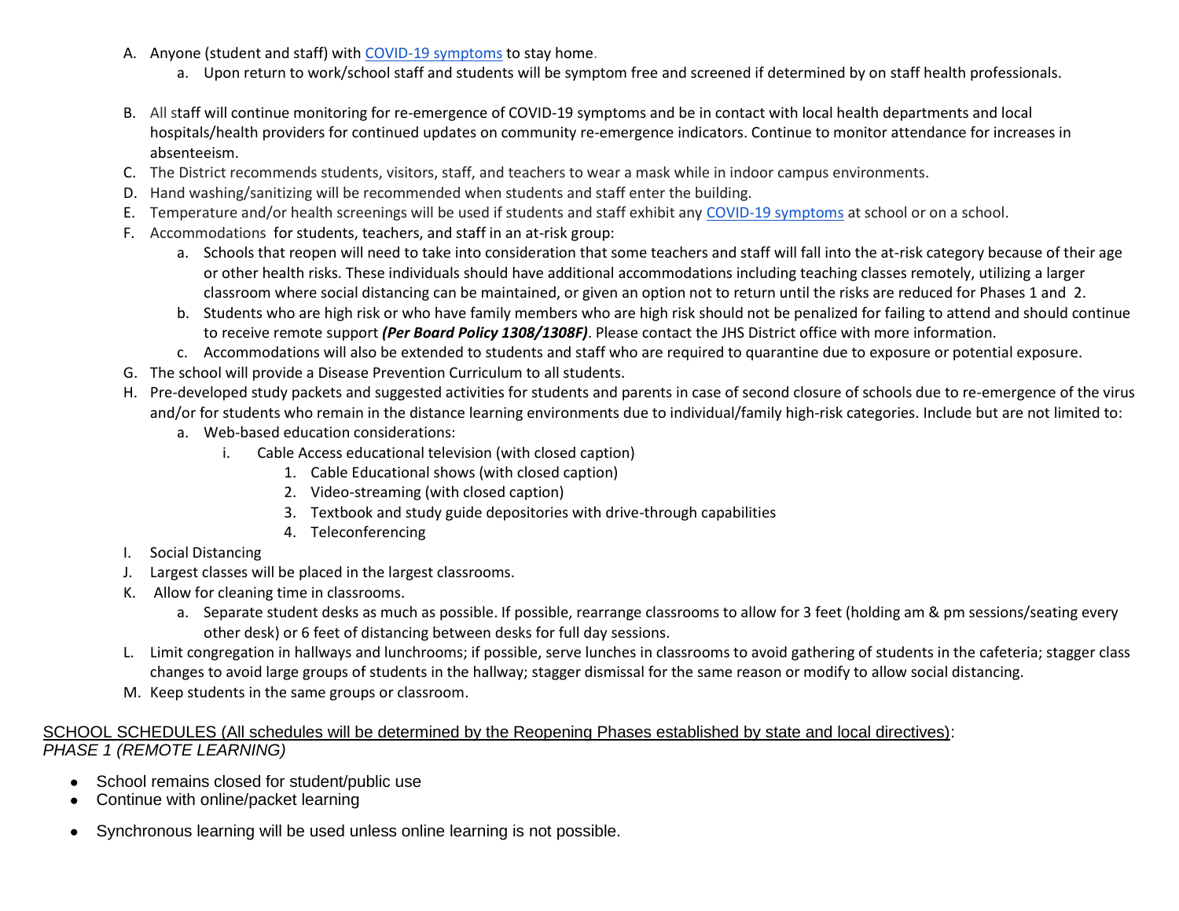A. Anyone (student and staff) with [COVID-19 symptoms](#) to stay home.
    a. Upon return to work/school staff and students will be symptom free and screened if determined by on staff health professionals.

B. All staff will continue monitoring for re-emergence of COVID-19 symptoms and be in contact with local health departments and local hospitals/health providers for continued updates on community re-emergence indicators. Continue to monitor attendance for increases in absenteeism.

C. The District recommends students, visitors, staff, and teachers to wear a mask while in indoor campus environments.

D. Hand washing/sanitizing will be recommended when students and staff enter the building.

E. Temperature and/or health screenings will be used if students and staff exhibit any [COVID-19 symptoms](#) at school or on a school.

F. Accommodations for students, teachers, and staff in an at-risk group:
    a. Schools that reopen will need to take into consideration that some teachers and staff will fall into the at-risk category because of their age or other health risks. These individuals should have additional accommodations including teaching classes remotely, utilizing a larger classroom where social distancing can be maintained, or given an option not to return until the risks are reduced for Phases 1 and 2.
    b. Students who are high risk or who have family members who are high risk should not be penalized for failing to attend and should continue to receive remote support ***(Per Board Policy 1308/1308F)***. Please contact the JHS District office with more information.
    c. Accommodations will also be extended to students and staff who are required to quarantine due to exposure or potential exposure.

G. The school will provide a Disease Prevention Curriculum to all students.

H. Pre-developed study packets and suggested activities for students and parents in case of second closure of schools due to re-emergence of the virus and/or for students who remain in the distance learning environments due to individual/family high-risk categories. Include but are not limited to:
    a. Web-based education considerations:
        i. Cable Access educational television (with closed caption)
            1. Cable Educational shows (with closed caption)
            2. Video-streaming (with closed caption)
            3. Textbook and study guide depositories with drive-through capabilities
            4. Teleconferencing

I. Social Distancing

J. Largest classes will be placed in the largest classrooms.

K. Allow for cleaning time in classrooms.
    a. Separate student desks as much as possible. If possible, rearrange classrooms to allow for 3 feet (holding am & pm sessions/seating every other desk) or 6 feet of distancing between desks for full day sessions.

L. Limit congregation in hallways and lunchrooms; if possible, serve lunches in classrooms to avoid gathering of students in the cafeteria; stagger class changes to avoid large groups of students in the hallway; stagger dismissal for the same reason or modify to allow social distancing.

M. Keep students in the same groups or classroom.

<u>SCHOOL SCHEDULES (All schedules will be determined by the Reopening Phases established by state and local directives)</u>:

*PHASE 1 (REMOTE LEARNING)*

- School remains closed for student/public use
- Continue with online/packet learning
- Synchronous learning will be used unless online learning is not possible.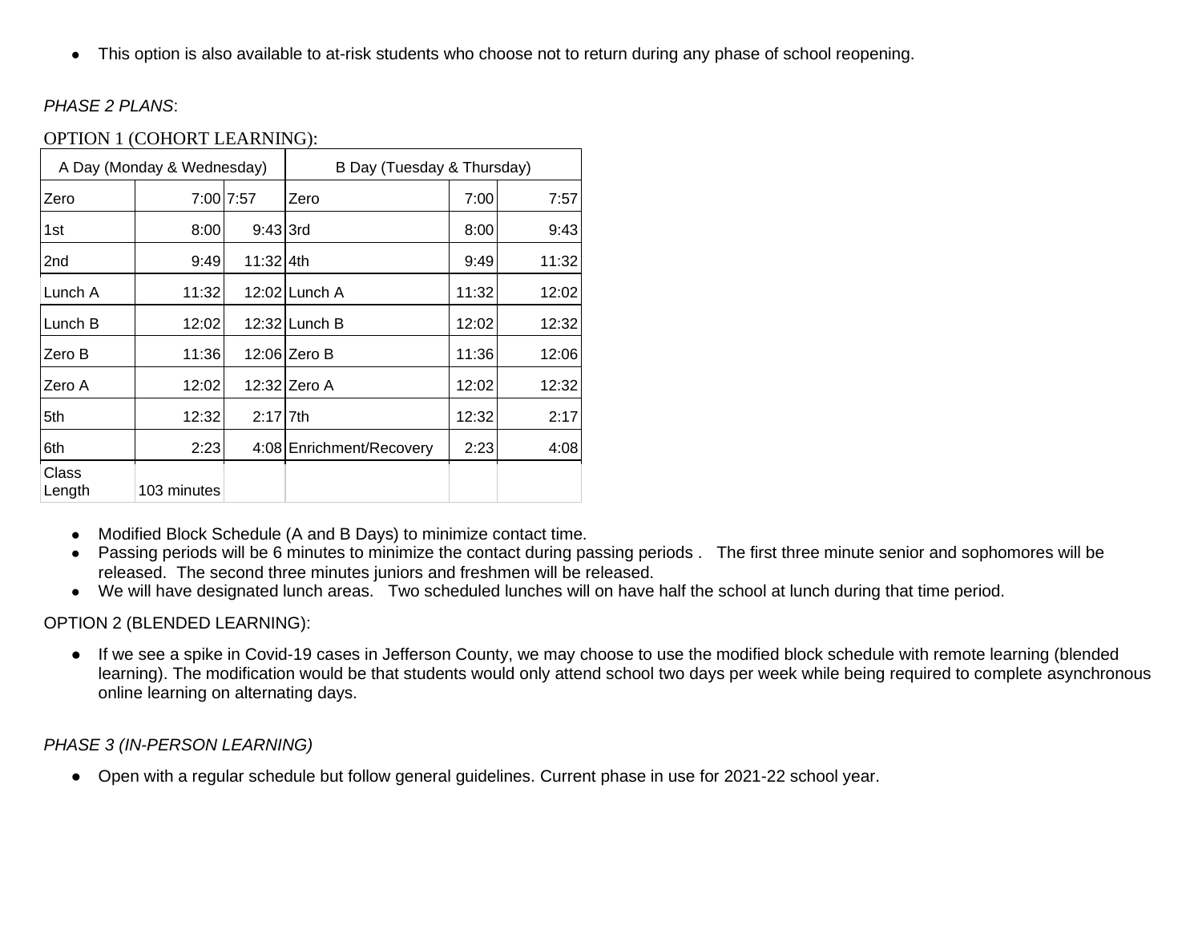- This option is also available to at-risk students who choose not to return during any phase of school reopening.

*PHASE 2 PLANS*:

OPTION 1 (COHORT LEARNING):

| A Day (Monday & Wednesday) | | | B Day (Tuesday & Thursday) | | |
|---|---|---|---|---|---|
| Zero | 7:00 | 7:57 | Zero | 7:00 | 7:57 |
| 1st | 8:00 | 9:43 | 3rd | 8:00 | 9:43 |
| 2nd | 9:49 | 11:32 | 4th | 9:49 | 11:32 |
| Lunch A | 11:32 | 12:02 | Lunch A | 11:32 | 12:02 |
| Lunch B | 12:02 | 12:32 | Lunch B | 12:02 | 12:32 |
| Zero B | 11:36 | 12:06 | Zero B | 11:36 | 12:06 |
| Zero A | 12:02 | 12:32 | Zero A | 12:02 | 12:32 |
| 5th | 12:32 | 2:17 | 7th | 12:32 | 2:17 |
| 6th | 2:23 | 4:08 | Enrichment/Recovery | 2:23 | 4:08 |
| Class Length | 103 minutes | | | | |

- Modified Block Schedule (A and B Days) to minimize contact time.
- Passing periods will be 6 minutes to minimize the contact during passing periods . The first three minute senior and sophomores will be released. The second three minutes juniors and freshmen will be released.
- We will have designated lunch areas. Two scheduled lunches will on have half the school at lunch during that time period.

OPTION 2 (BLENDED LEARNING):

- If we see a spike in Covid-19 cases in Jefferson County, we may choose to use the modified block schedule with remote learning (blended learning). The modification would be that students would only attend school two days per week while being required to complete asynchronous online learning on alternating days.

*PHASE 3 (IN-PERSON LEARNING)*

- Open with a regular schedule but follow general guidelines. Current phase in use for 2021-22 school year.